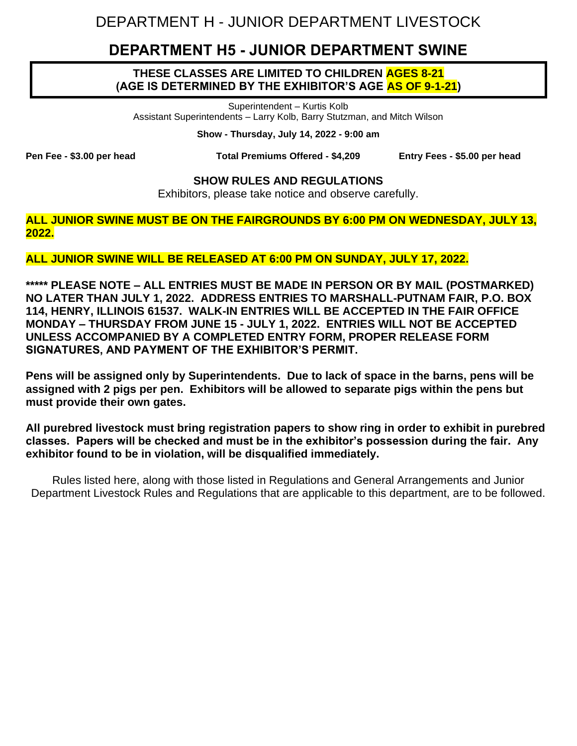# DEPARTMENT H - JUNIOR DEPARTMENT LIVESTOCK

## DEPARTMENT H5 - JUNIOR DEPARTMENT SWINE

**THESE CLASSES ARE LIMITED TO CHILDREN AGES 8-21**
**(AGE IS DETERMINED BY THE EXHIBITOR'S AGE AS OF 9-1-21)**

Superintendent – Kurtis Kolb
Assistant Superintendents – Larry Kolb, Barry Stutzman, and Mitch Wilson

**Show - Thursday, July 14, 2022 - 9:00 am**

**Pen Fee - $3.00 per head** **Total Premiums Offered - $4,209** **Entry Fees - $5.00 per head**

### SHOW RULES AND REGULATIONS

Exhibitors, please take notice and observe carefully.

**ALL JUNIOR SWINE MUST BE ON THE FAIRGROUNDS BY 6:00 PM ON WEDNESDAY, JULY 13, 2022.**

**ALL JUNIOR SWINE WILL BE RELEASED AT 6:00 PM ON SUNDAY, JULY 17, 2022.**

**\*\*\*\*\* PLEASE NOTE – ALL ENTRIES MUST BE MADE IN PERSON OR BY MAIL (POSTMARKED) NO LATER THAN JULY 1, 2022. ADDRESS ENTRIES TO MARSHALL-PUTNAM FAIR, P.O. BOX 114, HENRY, ILLINOIS 61537. WALK-IN ENTRIES WILL BE ACCEPTED IN THE FAIR OFFICE MONDAY – THURSDAY FROM JUNE 15 - JULY 1, 2022. ENTRIES WILL NOT BE ACCEPTED UNLESS ACCOMPANIED BY A COMPLETED ENTRY FORM, PROPER RELEASE FORM SIGNATURES, AND PAYMENT OF THE EXHIBITOR'S PERMIT.**

**Pens will be assigned only by Superintendents. Due to lack of space in the barns, pens will be assigned with 2 pigs per pen. Exhibitors will be allowed to separate pigs within the pens but must provide their own gates.**

**All purebred livestock must bring registration papers to show ring in order to exhibit in purebred classes. Papers will be checked and must be in the exhibitor's possession during the fair. Any exhibitor found to be in violation, will be disqualified immediately.**

Rules listed here, along with those listed in Regulations and General Arrangements and Junior Department Livestock Rules and Regulations that are applicable to this department, are to be followed.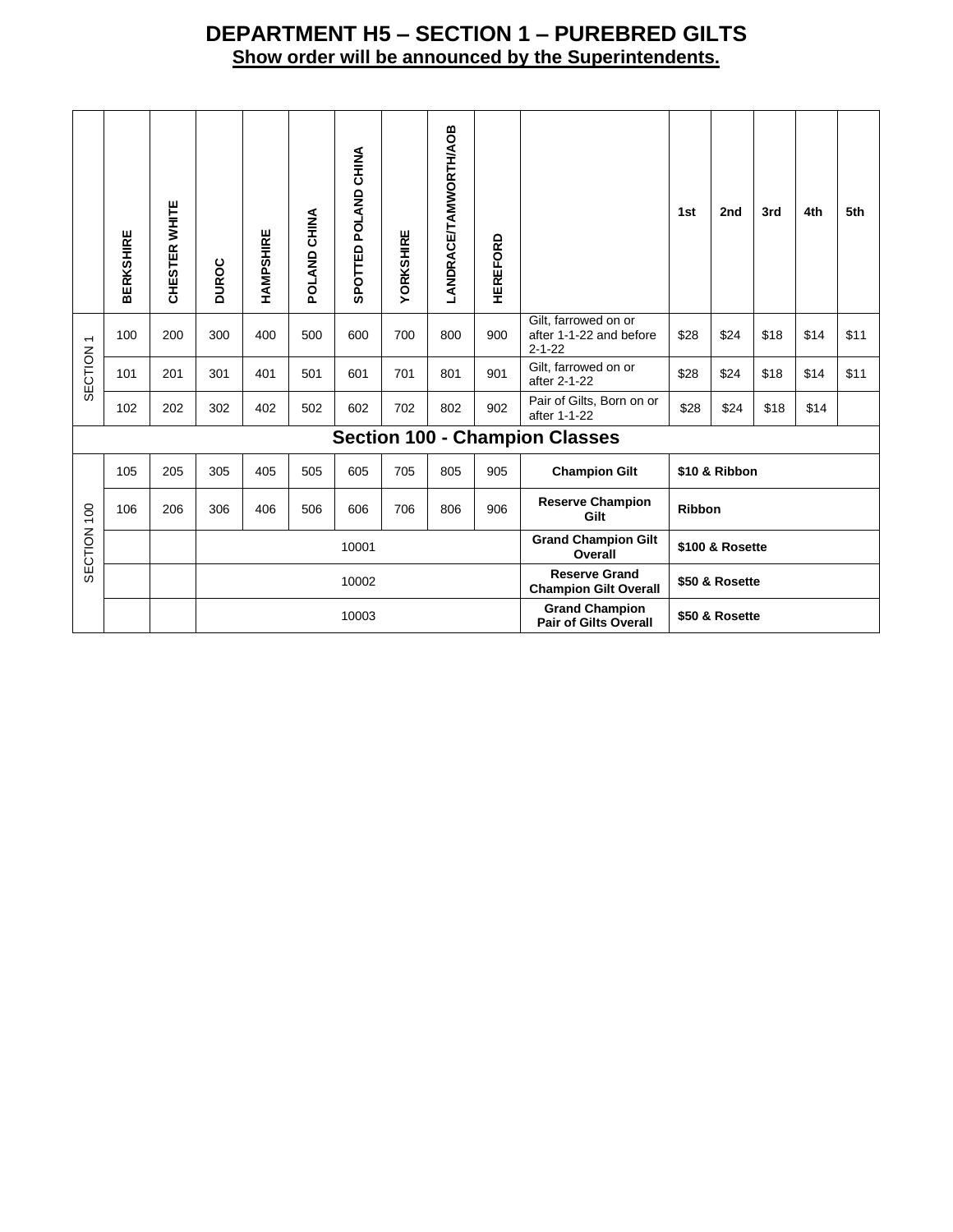# DEPARTMENT H5 – SECTION 1 – PUREBRED GILTS

**Show order will be announced by the Superintendents.**

| | BERKSHIRE | CHESTER WHITE | DUROC | HAMPSHIRE | POLAND CHINA | SPOTTED POLAND CHINA | YORKSHIRE | LANDRACE/TAMWORTH/AOB | HEREFORD | | 1st | 2nd | 3rd | 4th | 5th |
|---|---|---|---|---|---|---|---|---|---|---|---|---|---|---|---|
| SECTION 1 | 100 | 200 | 300 | 400 | 500 | 600 | 700 | 800 | 900 | Gilt, farrowed on or after 1-1-22 and before 2-1-22 | $28 | $24 | $18 | $14 | $11 |
| | 101 | 201 | 301 | 401 | 501 | 601 | 701 | 801 | 901 | Gilt, farrowed on or after 2-1-22 | $28 | $24 | $18 | $14 | $11 |
| | 102 | 202 | 302 | 402 | 502 | 602 | 702 | 802 | 902 | Pair of Gilts, Born on or after 1-1-22 | $28 | $24 | $18 | $14 | |
| **Section 100 - Champion Classes** | | | | | | | | | | | | | | | |
| SECTION 100 | 105 | 205 | 305 | 405 | 505 | 605 | 705 | 805 | 905 | **Champion Gilt** | **$10 & Ribbon** | | | | |
| | 106 | 206 | 306 | 406 | 506 | 606 | 706 | 806 | 906 | **Reserve Champion Gilt** | **Ribbon** | | | | |
| | | | 10001 | | | | | | | **Grand Champion Gilt Overall** | **$100 & Rosette** | | | | |
| | | | 10002 | | | | | | | **Reserve Grand Champion Gilt Overall** | **$50 & Rosette** | | | | |
| | | | 10003 | | | | | | | **Grand Champion Pair of Gilts Overall** | **$50 & Rosette** | | | | |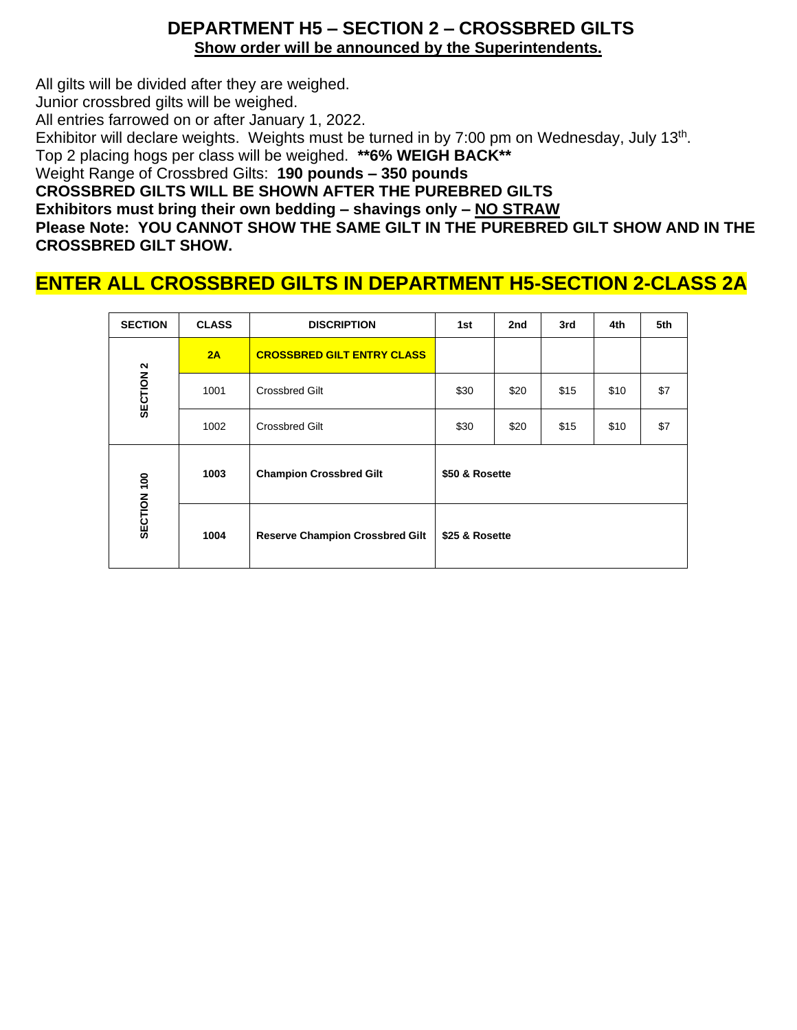# DEPARTMENT H5 – SECTION 2 – CROSSBRED GILTS

**Show order will be announced by the Superintendents.**

All gilts will be divided after they are weighed.
Junior crossbred gilts will be weighed.
All entries farrowed on or after January 1, 2022.
Exhibitor will declare weights. Weights must be turned in by 7:00 pm on Wednesday, July 13th.
Top 2 placing hogs per class will be weighed. **\*\*6% WEIGH BACK\*\***
Weight Range of Crossbred Gilts: **190 pounds – 350 pounds**
**CROSSBRED GILTS WILL BE SHOWN AFTER THE PUREBRED GILTS**
**Exhibitors must bring their own bedding – shavings only – NO STRAW**
**Please Note: YOU CANNOT SHOW THE SAME GILT IN THE PUREBRED GILT SHOW AND IN THE CROSSBRED GILT SHOW.**

## ENTER ALL CROSSBRED GILTS IN DEPARTMENT H5-SECTION 2-CLASS 2A

| SECTION | CLASS | DISCRIPTION | 1st | 2nd | 3rd | 4th | 5th |
|---|---|---|---|---|---|---|---|
| SECTION 2 | **2A** | **CROSSBRED GILT ENTRY CLASS** | | | | | |
| | 1001 | Crossbred Gilt | $30 | $20 | $15 | $10 | $7 |
| | 1002 | Crossbred Gilt | $30 | $20 | $15 | $10 | $7 |
| SECTION 100 | **1003** | **Champion Crossbred Gilt** | **$50 & Rosette** | | | | |
| | **1004** | **Reserve Champion Crossbred Gilt** | **$25 & Rosette** | | | | |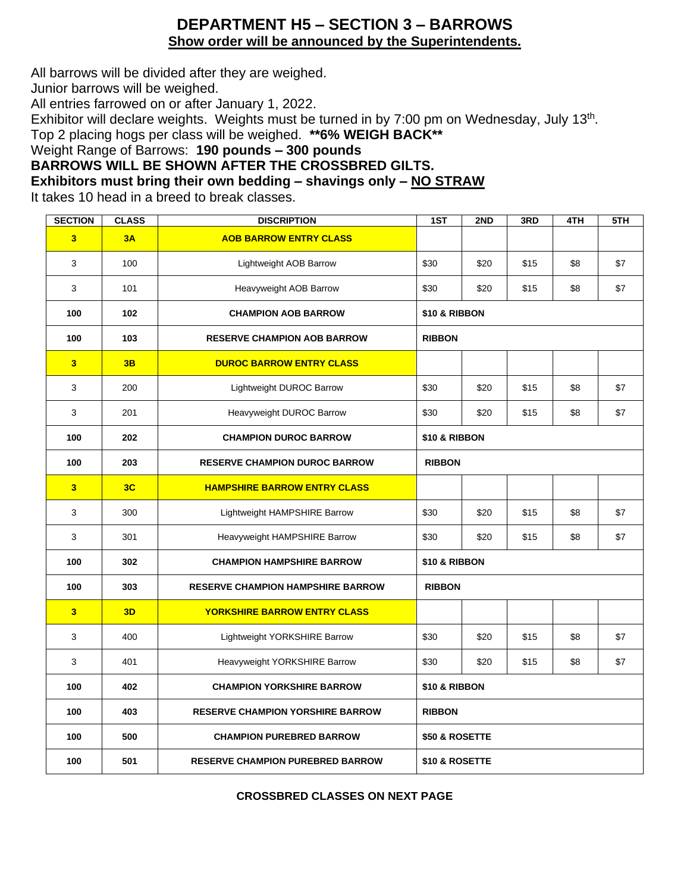# DEPARTMENT H5 – SECTION 3 – BARROWS

**Show order will be announced by the Superintendents.**

All barrows will be divided after they are weighed.
Junior barrows will be weighed.
All entries farrowed on or after January 1, 2022.
Exhibitor will declare weights. Weights must be turned in by 7:00 pm on Wednesday, July 13th.
Top 2 placing hogs per class will be weighed. **\*\*6% WEIGH BACK\*\***
Weight Range of Barrows: **190 pounds – 300 pounds**
**BARROWS WILL BE SHOWN AFTER THE CROSSBRED GILTS.**
**Exhibitors must bring their own bedding – shavings only – NO STRAW**
It takes 10 head in a breed to break classes.

| SECTION | CLASS | DISCRIPTION | 1ST | 2ND | 3RD | 4TH | 5TH |
|---|---|---|---|---|---|---|---|
| **3** | **3A** | **AOB BARROW ENTRY CLASS** | | | | | |
| 3 | 100 | Lightweight AOB Barrow | $30 | $20 | $15 | $8 | $7 |
| 3 | 101 | Heavyweight AOB Barrow | $30 | $20 | $15 | $8 | $7 |
| **100** | **102** | **CHAMPION AOB BARROW** | **$10 & RIBBON** | | | | |
| **100** | **103** | **RESERVE CHAMPION AOB BARROW** | **RIBBON** | | | | |
| **3** | **3B** | **DUROC BARROW ENTRY CLASS** | | | | | |
| 3 | 200 | Lightweight DUROC Barrow | $30 | $20 | $15 | $8 | $7 |
| 3 | 201 | Heavyweight DUROC Barrow | $30 | $20 | $15 | $8 | $7 |
| **100** | **202** | **CHAMPION DUROC BARROW** | **$10 & RIBBON** | | | | |
| **100** | **203** | **RESERVE CHAMPION DUROC BARROW** | **RIBBON** | | | | |
| **3** | **3C** | **HAMPSHIRE BARROW ENTRY CLASS** | | | | | |
| 3 | 300 | Lightweight HAMPSHIRE Barrow | $30 | $20 | $15 | $8 | $7 |
| 3 | 301 | Heavyweight HAMPSHIRE Barrow | $30 | $20 | $15 | $8 | $7 |
| **100** | **302** | **CHAMPION HAMPSHIRE BARROW** | **$10 & RIBBON** | | | | |
| **100** | **303** | **RESERVE CHAMPION HAMPSHIRE BARROW** | **RIBBON** | | | | |
| **3** | **3D** | **YORKSHIRE BARROW ENTRY CLASS** | | | | | |
| 3 | 400 | Lightweight YORKSHIRE Barrow | $30 | $20 | $15 | $8 | $7 |
| 3 | 401 | Heavyweight YORKSHIRE Barrow | $30 | $20 | $15 | $8 | $7 |
| **100** | **402** | **CHAMPION YORKSHIRE BARROW** | **$10 & RIBBON** | | | | |
| **100** | **403** | **RESERVE CHAMPION YORSHIRE BARROW** | **RIBBON** | | | | |
| **100** | **500** | **CHAMPION PUREBRED BARROW** | **$50 & ROSETTE** | | | | |
| **100** | **501** | **RESERVE CHAMPION PUREBRED BARROW** | **$10 & ROSETTE** | | | | |

**CROSSBRED CLASSES ON NEXT PAGE**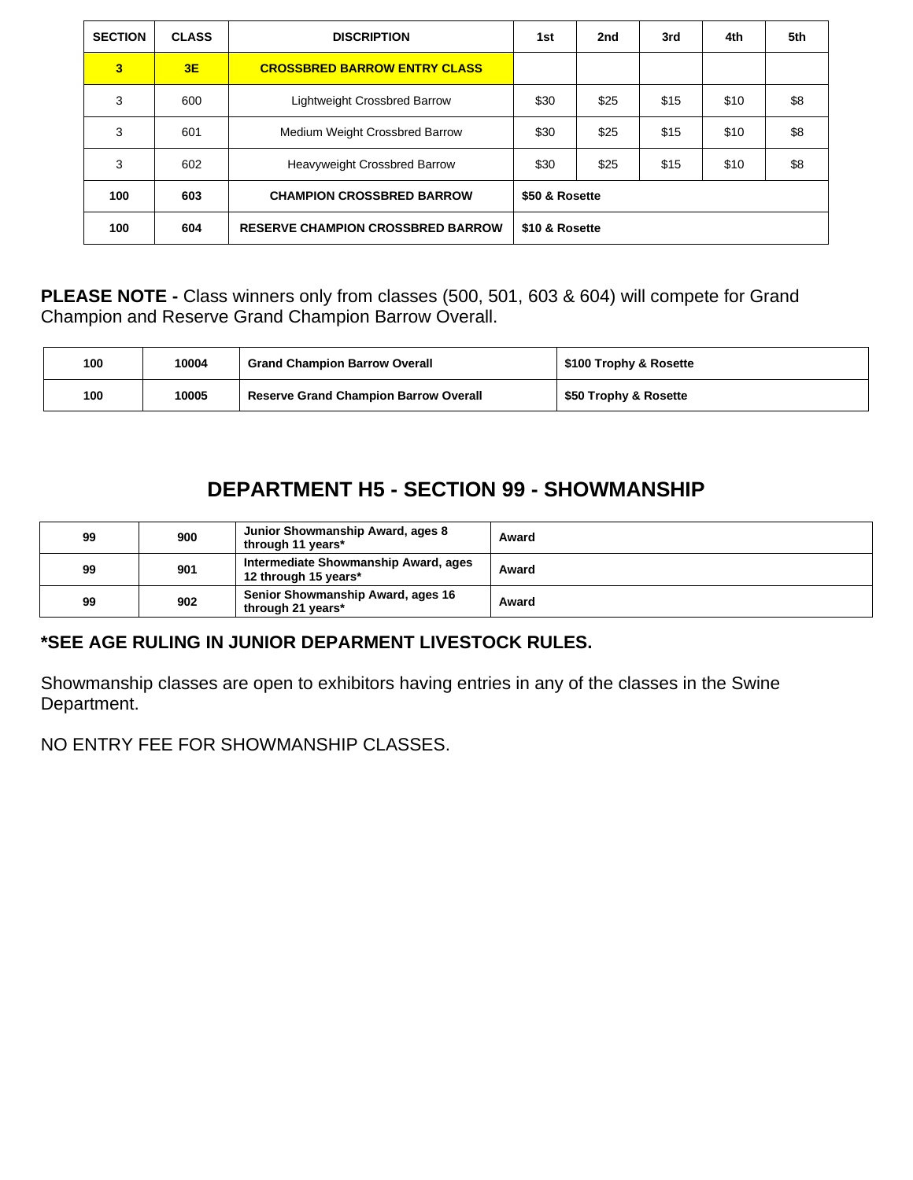| SECTION | CLASS | DISCRIPTION | 1st | 2nd | 3rd | 4th | 5th |
|---|---|---|---|---|---|---|---|
| **3** | **3E** | **CROSSBRED BARROW ENTRY CLASS** | | | | | |
| 3 | 600 | Lightweight Crossbred Barrow | $30 | $25 | $15 | $10 | $8 |
| 3 | 601 | Medium Weight Crossbred Barrow | $30 | $25 | $15 | $10 | $8 |
| 3 | 602 | Heavyweight Crossbred Barrow | $30 | $25 | $15 | $10 | $8 |
| **100** | **603** | **CHAMPION CROSSBRED BARROW** | **$50 & Rosette** | | | | |
| **100** | **604** | **RESERVE CHAMPION CROSSBRED BARROW** | **$10 & Rosette** | | | | |

**PLEASE NOTE -** Class winners only from classes (500, 501, 603 & 604) will compete for Grand Champion and Reserve Grand Champion Barrow Overall.

| | | | |
|---|---|---|---|
| **100** | **10004** | **Grand Champion Barrow Overall** | **$100 Trophy & Rosette** |
| **100** | **10005** | **Reserve Grand Champion Barrow Overall** | **$50 Trophy & Rosette** |

## DEPARTMENT H5 - SECTION 99 - SHOWMANSHIP

| | | | |
|---|---|---|---|
| **99** | **900** | **Junior Showmanship Award, ages 8 through 11 years*** | **Award** |
| **99** | **901** | **Intermediate Showmanship Award, ages 12 through 15 years*** | **Award** |
| **99** | **902** | **Senior Showmanship Award, ages 16 through 21 years*** | **Award** |

**\*SEE AGE RULING IN JUNIOR DEPARMENT LIVESTOCK RULES.**

Showmanship classes are open to exhibitors having entries in any of the classes in the Swine Department.

NO ENTRY FEE FOR SHOWMANSHIP CLASSES.